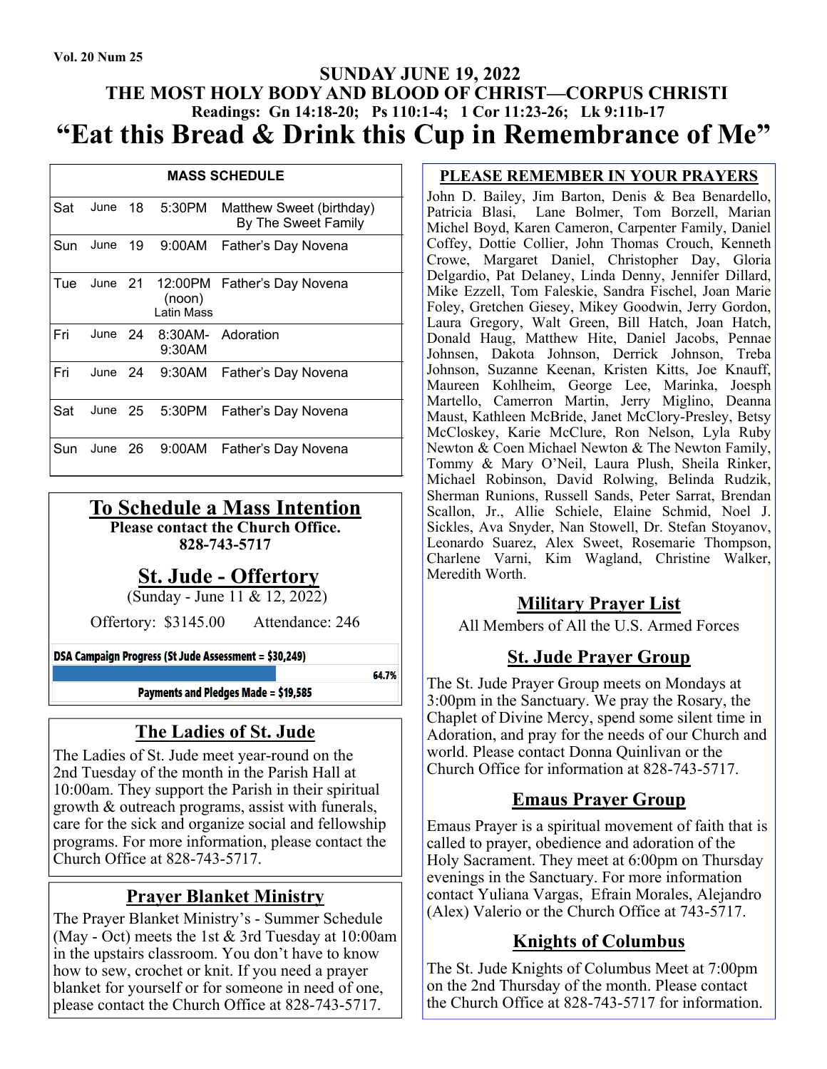**Vol. 20 Num 25**

# SUNDAY JUNE 19, 2022
## THE MOST HOLY BODY AND BLOOD OF CHRIST—CORPUS CHRISTI
**Readings: Gn 14:18-20; Ps 110:1-4; 1 Cor 11:23-26; Lk 9:11b-17**

# "Eat this Bread & Drink this Cup in Remembrance of Me"

| MASS SCHEDULE | | | | |
|---|---|---|---|---|
| Sat | June | 18 | 5:30PM | Matthew Sweet (birthday) By The Sweet Family |
| Sun | June | 19 | 9:00AM | Father's Day Novena |
| Tue | June | 21 | 12:00PM (noon) Latin Mass | Father's Day Novena |
| Fri | June | 24 | 8:30AM-9:30AM | Adoration |
| Fri | June | 24 | 9:30AM | Father's Day Novena |
| Sat | June | 25 | 5:30PM | Father's Day Novena |
| Sun | June | 26 | 9:00AM | Father's Day Novena |

## To Schedule a Mass Intention

**Please contact the Church Office.**
**828-743-5717**

## St. Jude - Offertory

(Sunday - June 11 & 12, 2022)

Offertory: $3145.00 Attendance: 246

**DSA Campaign Progress (St Jude Assessment = $30,249)**

64.7%

**Payments and Pledges Made = $19,585**

## The Ladies of St. Jude

The Ladies of St. Jude meet year-round on the 2nd Tuesday of the month in the Parish Hall at 10:00am. They support the Parish in their spiritual growth & outreach programs, assist with funerals, care for the sick and organize social and fellowship programs. For more information, please contact the Church Office at 828-743-5717.

## Prayer Blanket Ministry

The Prayer Blanket Ministry's - Summer Schedule (May - Oct) meets the 1st & 3rd Tuesday at 10:00am in the upstairs classroom. You don't have to know how to sew, crochet or knit. If you need a prayer blanket for yourself or for someone in need of one, please contact the Church Office at 828-743-5717.

## PLEASE REMEMBER IN YOUR PRAYERS

John D. Bailey, Jim Barton, Denis & Bea Benardello, Patricia Blasi, Lane Bolmer, Tom Borzell, Marian Michel Boyd, Karen Cameron, Carpenter Family, Daniel Coffey, Dottie Collier, John Thomas Crouch, Kenneth Crowe, Margaret Daniel, Christopher Day, Gloria Delgardio, Pat Delaney, Linda Denny, Jennifer Dillard, Mike Ezzell, Tom Faleskie, Sandra Fischel, Joan Marie Foley, Gretchen Giesey, Mikey Goodwin, Jerry Gordon, Laura Gregory, Walt Green, Bill Hatch, Joan Hatch, Donald Haug, Matthew Hite, Daniel Jacobs, Pennae Johnsen, Dakota Johnson, Derrick Johnson, Treba Johnson, Suzanne Keenan, Kristen Kitts, Joe Knauff, Maureen Kohlheim, George Lee, Marinka, Joesph Martello, Camerron Martin, Jerry Miglino, Deanna Maust, Kathleen McBride, Janet McClory-Presley, Betsy McCloskey, Karie McClure, Ron Nelson, Lyla Ruby Newton & Coen Michael Newton & The Newton Family, Tommy & Mary O'Neil, Laura Plush, Sheila Rinker, Michael Robinson, David Rolwing, Belinda Rudzik, Sherman Runions, Russell Sands, Peter Sarrat, Brendan Scallon, Jr., Allie Schiele, Elaine Schmid, Noel J. Sickles, Ava Snyder, Nan Stowell, Dr. Stefan Stoyanov, Leonardo Suarez, Alex Sweet, Rosemarie Thompson, Charlene Varni, Kim Wagland, Christine Walker, Meredith Worth.

## Military Prayer List

All Members of All the U.S. Armed Forces

## St. Jude Prayer Group

The St. Jude Prayer Group meets on Mondays at 3:00pm in the Sanctuary. We pray the Rosary, the Chaplet of Divine Mercy, spend some silent time in Adoration, and pray for the needs of our Church and world. Please contact Donna Quinlivan or the Church Office for information at 828-743-5717.

## Emaus Prayer Group

Emaus Prayer is a spiritual movement of faith that is called to prayer, obedience and adoration of the Holy Sacrament. They meet at 6:00pm on Thursday evenings in the Sanctuary. For more information contact Yuliana Vargas, Efrain Morales, Alejandro (Alex) Valerio or the Church Office at 743-5717.

## Knights of Columbus

The St. Jude Knights of Columbus Meet at 7:00pm on the 2nd Thursday of the month. Please contact the Church Office at 828-743-5717 for information.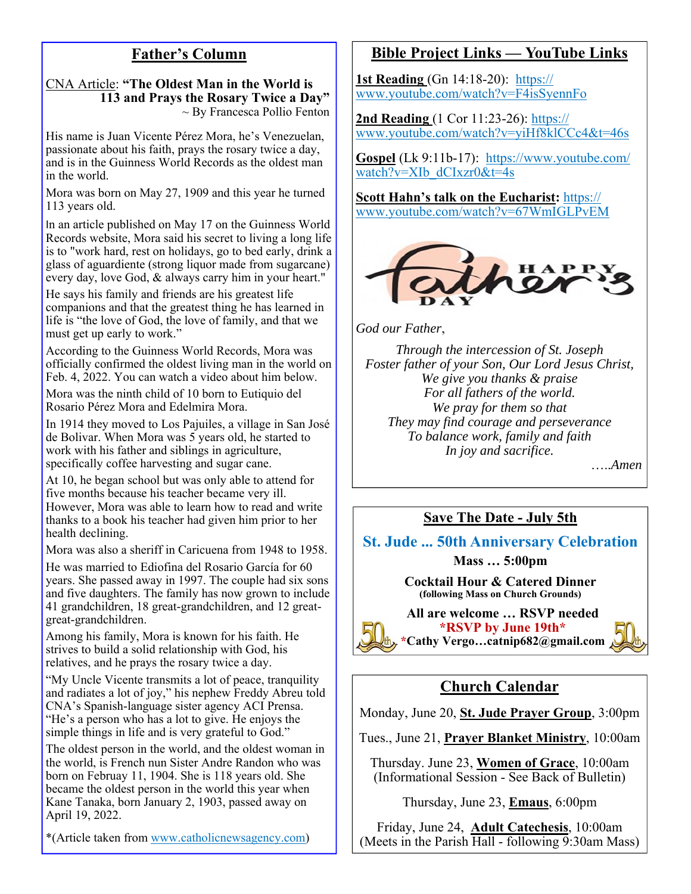## Father's Column

CNA Article: **"The Oldest Man in the World is 113 and Prays the Rosary Twice a Day"**
~ By Francesca Pollio Fenton

His name is Juan Vicente Pérez Mora, he's Venezuelan, passionate about his faith, prays the rosary twice a day, and is in the Guinness World Records as the oldest man in the world.

Mora was born on May 27, 1909 and this year he turned 113 years old.

In an article published on May 17 on the Guinness World Records website, Mora said his secret to living a long life is to "work hard, rest on holidays, go to bed early, drink a glass of aguardiente (strong liquor made from sugarcane) every day, love God, & always carry him in your heart."

He says his family and friends are his greatest life companions and that the greatest thing he has learned in life is "the love of God, the love of family, and that we must get up early to work."

According to the Guinness World Records, Mora was officially confirmed the oldest living man in the world on Feb. 4, 2022. You can watch a video about him below.

Mora was the ninth child of 10 born to Eutiquio del Rosario Pérez Mora and Edelmira Mora.

In 1914 they moved to Los Pajuiles, a village in San José de Bolivar. When Mora was 5 years old, he started to work with his father and siblings in agriculture, specifically coffee harvesting and sugar cane.

At 10, he began school but was only able to attend for five months because his teacher became very ill. However, Mora was able to learn how to read and write thanks to a book his teacher had given him prior to her health declining.

Mora was also a sheriff in Caricuena from 1948 to 1958.

He was married to Ediofina del Rosario García for 60 years. She passed away in 1997. The couple had six sons and five daughters. The family has now grown to include 41 grandchildren, 18 great-grandchildren, and 12 great-great-grandchildren.

Among his family, Mora is known for his faith. He strives to build a solid relationship with God, his relatives, and he prays the rosary twice a day.

"My Uncle Vicente transmits a lot of peace, tranquility and radiates a lot of joy," his nephew Freddy Abreu told CNA's Spanish-language sister agency ACI Prensa. "He's a person who has a lot to give. He enjoys the simple things in life and is very grateful to God."

The oldest person in the world, and the oldest woman in the world, is French nun Sister Andre Randon who was born on Febuary 11, 1904. She is 118 years old. She became the oldest person in the world this year when Kane Tanaka, born January 2, 1903, passed away on April 19, 2022.

*(Article taken from www.catholicnewsagency.com)

## Bible Project Links — YouTube Links

**1st Reading** (Gn 14:18-20): https://www.youtube.com/watch?v=F4isSyennFo

**2nd Reading** (1 Cor 11:23-26): https://www.youtube.com/watch?v=yiHf8klCCc4&t=46s

**Gospel** (Lk 9:11b-17): https://www.youtube.com/watch?v=XIb_dCIxzr0&t=4s

**Scott Hahn's talk on the Eucharist:** https://www.youtube.com/watch?v=67WmIGLPvEM

Happy Father's Day

*God our Father,*

*Through the intercession of St. Joseph*
*Foster father of your Son, Our Lord Jesus Christ,*
*We give you thanks & praise*
*For all fathers of the world.*
*We pray for them so that*
*They may find courage and perseverance*
*To balance work, family and faith*
*In joy and sacrifice.*

*…..Amen*

## Save The Date - July 5th

**St. Jude ... 50th Anniversary Celebration**

**Mass … 5:00pm**

**Cocktail Hour & Catered Dinner**
**(following Mass on Church Grounds)**

**All are welcome … RSVP needed**
***RSVP by June 19th***
***Cathy Vergo…catnip682@gmail.com**

## Church Calendar

Monday, June 20, **St. Jude Prayer Group**, 3:00pm

Tues., June 21, **Prayer Blanket Ministry**, 10:00am

Thursday. June 23, **Women of Grace**, 10:00am (Informational Session - See Back of Bulletin)

Thursday, June 23, **Emaus**, 6:00pm

Friday, June 24, **Adult Catechesis**, 10:00am (Meets in the Parish Hall - following 9:30am Mass)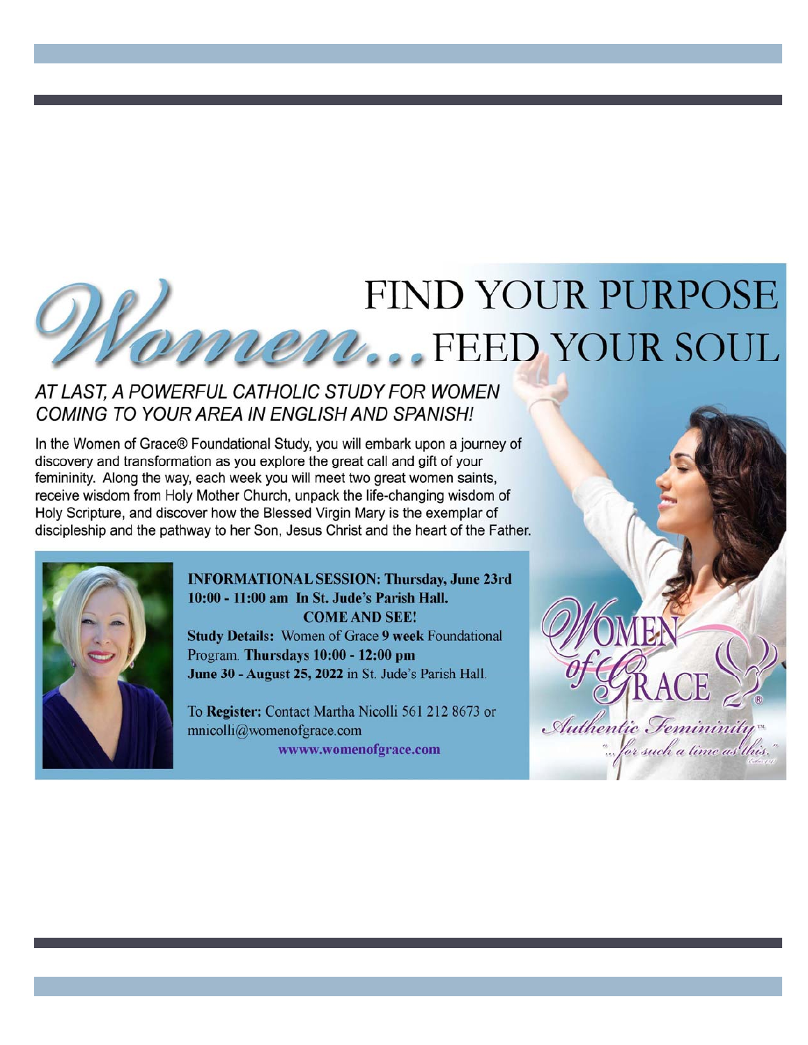# Women... FIND YOUR PURPOSE FEED YOUR SOUL

*AT LAST, A POWERFUL CATHOLIC STUDY FOR WOMEN COMING TO YOUR AREA IN ENGLISH AND SPANISH!*

In the Women of Grace® Foundational Study, you will embark upon a journey of discovery and transformation as you explore the great call and gift of your femininity. Along the way, each week you will meet two great women saints, receive wisdom from Holy Mother Church, unpack the life-changing wisdom of Holy Scripture, and discover how the Blessed Virgin Mary is the exemplar of discipleship and the pathway to her Son, Jesus Christ and the heart of the Father.

**INFORMATIONAL SESSION: Thursday, June 23rd 10:00 - 11:00 am In St. Jude's Parish Hall.**

**COME AND SEE!**

**Study Details:** Women of Grace **9 week** Foundational Program. **Thursdays 10:00 - 12:00 pm June 30 - August 25, 2022** in St. Jude's Parish Hall.

To **Register:** Contact Martha Nicolli 561 212 8673 or mnicolli@womenofgrace.com

**wwww.womenofgrace.com**

WOMEN of GRACE®

*Authentic Femininity*™

*"...for such a time as this."*